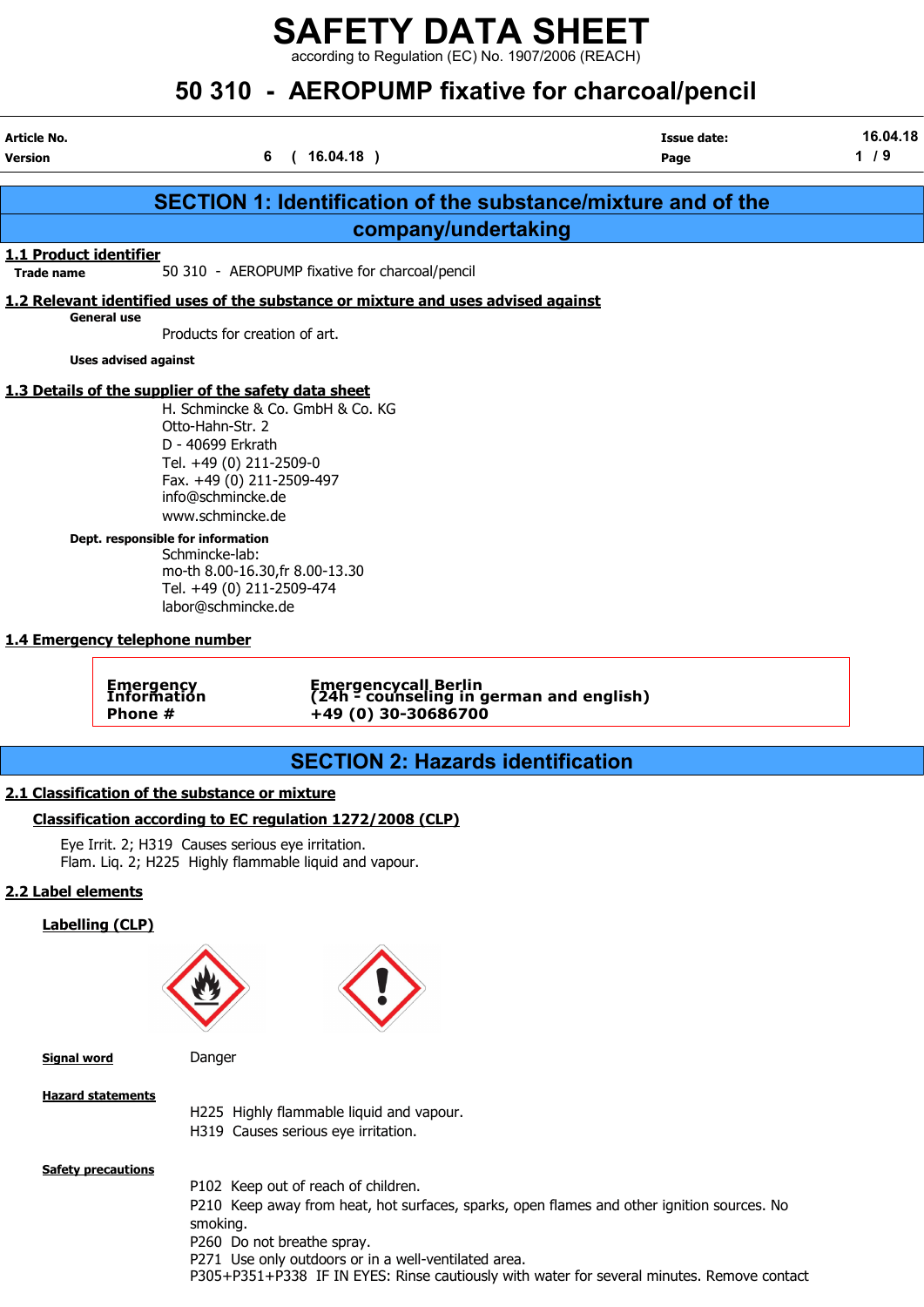# SAFETY DATA SHEET

according to Regulation (EC) No. 1907/2006 (REACH)

# 50 310 - AEROPUMP fixative for charcoal/pencil

| | | | |
|---|---|---|---|
| **Article No.** | | **Issue date:** | 16.04.18 |
| **Version** | 6 ( 16.04.18 ) | **Page** | 1 / 9 |

## SECTION 1: Identification of the substance/mixture and of the company/undertaking

### 1.1 Product identifier

**Trade name** 50 310 - AEROPUMP fixative for charcoal/pencil

### 1.2 Relevant identified uses of the substance or mixture and uses advised against

**General use**

Products for creation of art.

**Uses advised against**

### 1.3 Details of the supplier of the safety data sheet

H. Schmincke & Co. GmbH & Co. KG
Otto-Hahn-Str. 2
D - 40699 Erkrath
Tel. +49 (0) 211-2509-0
Fax. +49 (0) 211-2509-497
info@schmincke.de
www.schmincke.de

**Dept. responsible for information**

Schmincke-lab:
mo-th 8.00-16.30,fr 8.00-13.30
Tel. +49 (0) 211-2509-474
labor@schmincke.de

### 1.4 Emergency telephone number

| | |
|---|---|
| **Emergency Information Phone #** | **Emergencycall Berlin (24h - counseling in german and english) +49 (0) 30-30686700** |

## SECTION 2: Hazards identification

### 2.1 Classification of the substance or mixture

#### Classification according to EC regulation 1272/2008 (CLP)

Eye Irrit. 2; H319 Causes serious eye irritation.
Flam. Liq. 2; H225 Highly flammable liquid and vapour.

### 2.2 Label elements

#### Labelling (CLP)

**Signal word** Danger

**Hazard statements**

H225 Highly flammable liquid and vapour.
H319 Causes serious eye irritation.

**Safety precautions**

P102 Keep out of reach of children.
P210 Keep away from heat, hot surfaces, sparks, open flames and other ignition sources. No smoking.
P260 Do not breathe spray.
P271 Use only outdoors or in a well-ventilated area.
P305+P351+P338 IF IN EYES: Rinse cautiously with water for several minutes. Remove contact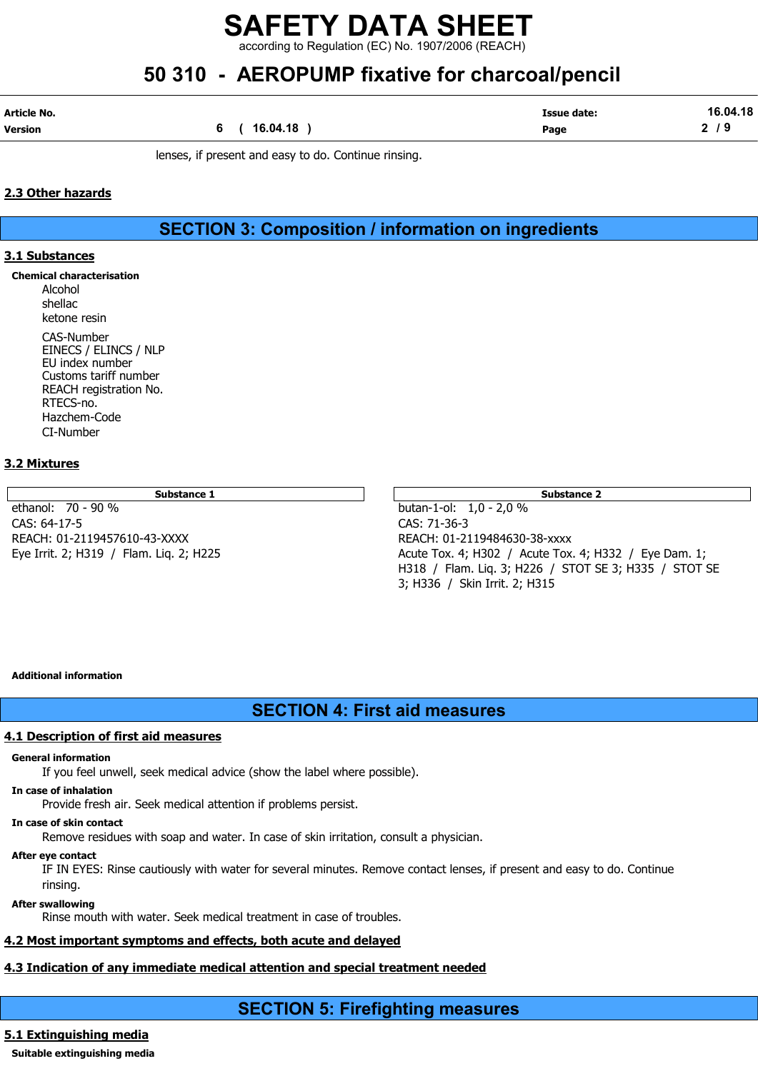lenses, if present and easy to do. Continue rinsing.

### 2.3 Other hazards

## SECTION 3: Composition / information on ingredients

### 3.1 Substances

**Chemical characterisation**

Alcohol
shellac
ketone resin

CAS-Number
EINECS / ELINCS / NLP
EU index number
Customs tariff number
REACH registration No.
RTECS-no.
Hazchem-Code
CI-Number

### 3.2 Mixtures

| Substance 1 | Substance 2 |
|---|---|
| ethanol: 70 - 90 % | butan-1-ol: 1,0 - 2,0 % |
| CAS: 64-17-5 | CAS: 71-36-3 |
| REACH: 01-2119457610-43-XXXX | REACH: 01-2119484630-38-xxxx |
| Eye Irrit. 2; H319 / Flam. Liq. 2; H225 | Acute Tox. 4; H302 / Acute Tox. 4; H332 / Eye Dam. 1; H318 / Flam. Liq. 3; H226 / STOT SE 3; H335 / STOT SE 3; H336 / Skin Irrit. 2; H315 |

**Additional information**

## SECTION 4: First aid measures

### 4.1 Description of first aid measures

**General information**

If you feel unwell, seek medical advice (show the label where possible).

**In case of inhalation**

Provide fresh air. Seek medical attention if problems persist.

**In case of skin contact**

Remove residues with soap and water. In case of skin irritation, consult a physician.

**After eye contact**

IF IN EYES: Rinse cautiously with water for several minutes. Remove contact lenses, if present and easy to do. Continue rinsing.

**After swallowing**

Rinse mouth with water. Seek medical treatment in case of troubles.

### 4.2 Most important symptoms and effects, both acute and delayed

### 4.3 Indication of any immediate medical attention and special treatment needed

## SECTION 5: Firefighting measures

### 5.1 Extinguishing media

**Suitable extinguishing media**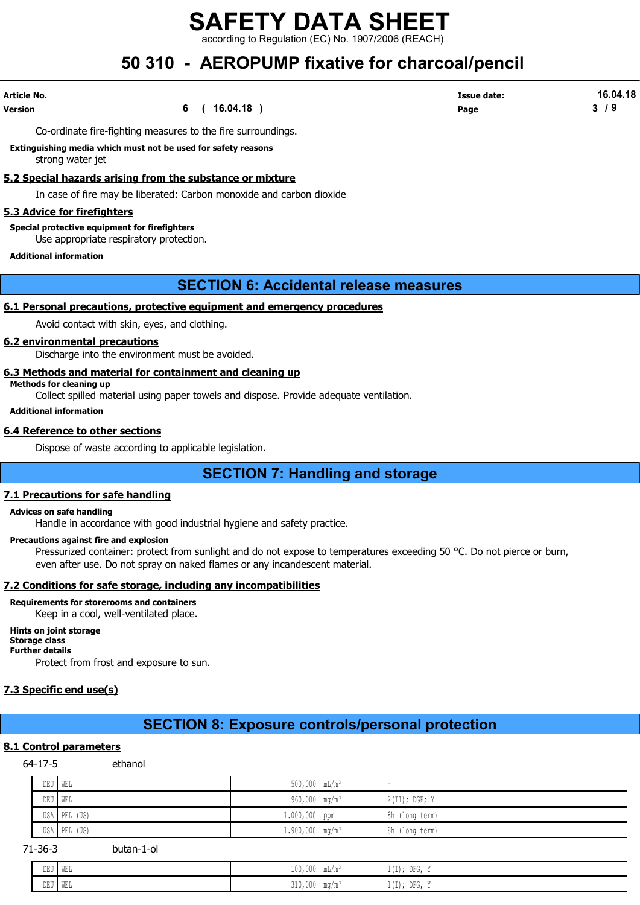Co-ordinate fire-fighting measures to the fire surroundings.

**Extinguishing media which must not be used for safety reasons**

strong water jet

## 5.2 Special hazards arising from the substance or mixture

In case of fire may be liberated: Carbon monoxide and carbon dioxide

## 5.3 Advice for firefighters

**Special protective equipment for firefighters**

Use appropriate respiratory protection.

**Additional information**

# SECTION 6: Accidental release measures

## 6.1 Personal precautions, protective equipment and emergency procedures

Avoid contact with skin, eyes, and clothing.

## 6.2 environmental precautions

Discharge into the environment must be avoided.

## 6.3 Methods and material for containment and cleaning up

**Methods for cleaning up**

Collect spilled material using paper towels and dispose. Provide adequate ventilation.

**Additional information**

## 6.4 Reference to other sections

Dispose of waste according to applicable legislation.

# SECTION 7: Handling and storage

## 7.1 Precautions for safe handling

**Advices on safe handling**

Handle in accordance with good industrial hygiene and safety practice.

**Precautions against fire and explosion**

Pressurized container: protect from sunlight and do not expose to temperatures exceeding 50 °C. Do not pierce or burn, even after use. Do not spray on naked flames or any incandescent material.

## 7.2 Conditions for safe storage, including any incompatibilities

**Requirements for storerooms and containers**

Keep in a cool, well-ventilated place.

**Hints on joint storage**

**Storage class**

**Further details**

Protect from frost and exposure to sun.

## 7.3 Specific end use(s)

# SECTION 8: Exposure controls/personal protection

## 8.1 Control parameters

64-17-5 ethanol

| | | | | |
|---|---|---|---|---|
| DEU | WEL | 500,000 | mL/m³ | - |
| DEU | WEL | 960,000 | mg/m³ | 2(II); DGF; Y |
| USA | PEL (US) | 1.000,000 | ppm | 8h (long term) |
| USA | PEL (US) | 1.900,000 | mg/m³ | 8h (long term) |

71-36-3 butan-1-ol

| | | | | |
|---|---|---|---|---|
| DEU | WEL | 100,000 | mL/m³ | 1(I); DFG, Y |
| DEU | WEL | 310,000 | mg/m³ | 1(I); DFG, Y |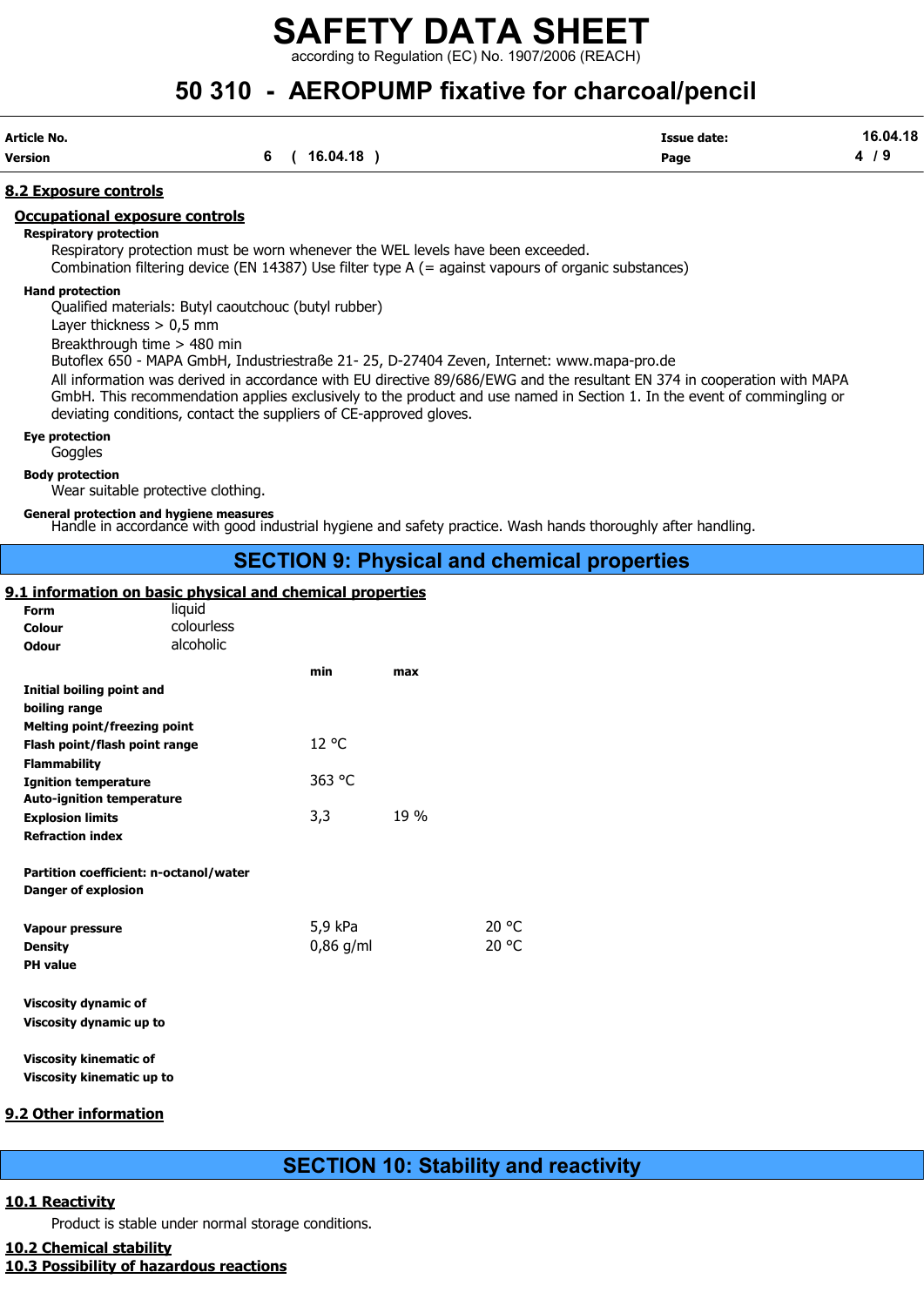### 8.2 Exposure controls

#### Occupational exposure controls

**Respiratory protection**

Respiratory protection must be worn whenever the WEL levels have been exceeded.
Combination filtering device (EN 14387) Use filter type A (= against vapours of organic substances)

**Hand protection**

Qualified materials: Butyl caoutchouc (butyl rubber)
Layer thickness > 0,5 mm
Breakthrough time > 480 min
Butoflex 650 - MAPA GmbH, Industriestraße 21- 25, D-27404 Zeven, Internet: www.mapa-pro.de
All information was derived in accordance with EU directive 89/686/EWG and the resultant EN 374 in cooperation with MAPA GmbH. This recommendation applies exclusively to the product and use named in Section 1. In the event of commingling or deviating conditions, contact the suppliers of CE-approved gloves.

**Eye protection**

Goggles

**Body protection**

Wear suitable protective clothing.

**General protection and hygiene measures**

Handle in accordance with good industrial hygiene and safety practice. Wash hands thoroughly after handling.

## SECTION 9: Physical and chemical properties

### 9.1 information on basic physical and chemical properties

| | | | |
|---|---|---|---|
| **Form** | liquid | | |
| **Colour** | colourless | | |
| **Odour** | alcoholic | | |

| | min | max | |
|---|---|---|---|
| **Initial boiling point and boiling range** | | | |
| **Melting point/freezing point** | | | |
| **Flash point/flash point range** | 12 °C | | |
| **Flammability** | | | |
| **Ignition temperature** | 363 °C | | |
| **Auto-ignition temperature** | | | |
| **Explosion limits** | 3,3 | 19 % | |
| **Refraction index** | | | |
| **Partition coefficient: n-octanol/water** | | | |
| **Danger of explosion** | | | |
| **Vapour pressure** | 5,9 kPa | | 20 °C |
| **Density** | 0,86 g/ml | | 20 °C |
| **PH value** | | | |
| **Viscosity dynamic of** | | | |
| **Viscosity dynamic up to** | | | |
| **Viscosity kinematic of** | | | |
| **Viscosity kinematic up to** | | | |

### 9.2 Other information

## SECTION 10: Stability and reactivity

### 10.1 Reactivity

Product is stable under normal storage conditions.

### 10.2 Chemical stability

### 10.3 Possibility of hazardous reactions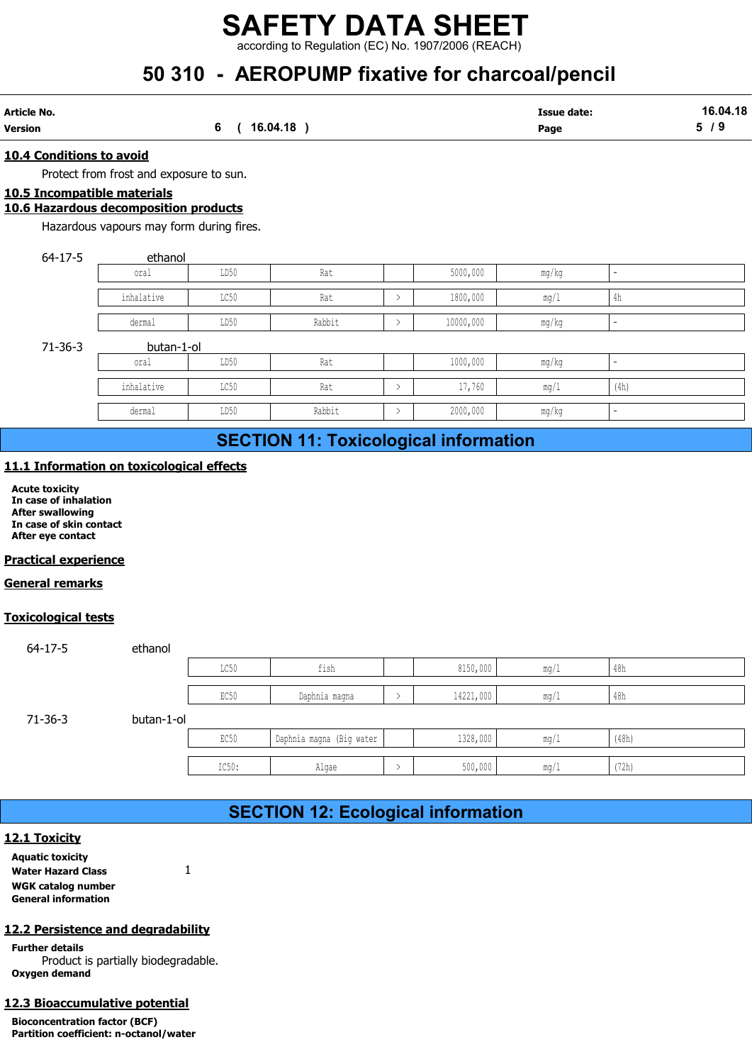## 10.4 Conditions to avoid

Protect from frost and exposure to sun.

## 10.5 Incompatible materials

## 10.6 Hazardous decomposition products

Hazardous vapours may form during fires.

64-17-5 ethanol

| | | | | | | |
|---|---|---|---|---|---|---|
| oral | LD50 | Rat | | 5000,000 | mg/kg | - |
| inhalative | LC50 | Rat | > | 1800,000 | mg/l | 4h |
| dermal | LD50 | Rabbit | > | 10000,000 | mg/kg | - |

71-36-3 butan-1-ol

| | | | | | | |
|---|---|---|---|---|---|---|
| oral | LD50 | Rat | | 1000,000 | mg/kg | - |
| inhalative | LC50 | Rat | > | 17,760 | mg/l | (4h) |
| dermal | LD50 | Rabbit | > | 2000,000 | mg/kg | - |

# SECTION 11: Toxicological information

## 11.1 Information on toxicological effects

**Acute toxicity**
**In case of inhalation**
**After swallowing**
**In case of skin contact**
**After eye contact**

## Practical experience

## General remarks

## Toxicological tests

64-17-5 ethanol

| | | | | | |
|---|---|---|---|---|---|
| LC50 | fish | | 8150,000 | mg/l | 48h |
| EC50 | Daphnia magna | > | 14221,000 | mg/l | 48h |

71-36-3 butan-1-ol

| | | | | | |
|---|---|---|---|---|---|
| EC50 | Daphnia magna (Big water | | 1328,000 | mg/l | (48h) |
| IC50: | Algae | > | 500,000 | mg/l | (72h) |

# SECTION 12: Ecological information

## 12.1 Toxicity

**Aquatic toxicity**
**Water Hazard Class** 1
**WGK catalog number**
**General information**

## 12.2 Persistence and degradability

**Further details**

Product is partially biodegradable.

**Oxygen demand**

## 12.3 Bioaccumulative potential

**Bioconcentration factor (BCF)**
**Partition coefficient: n-octanol/water**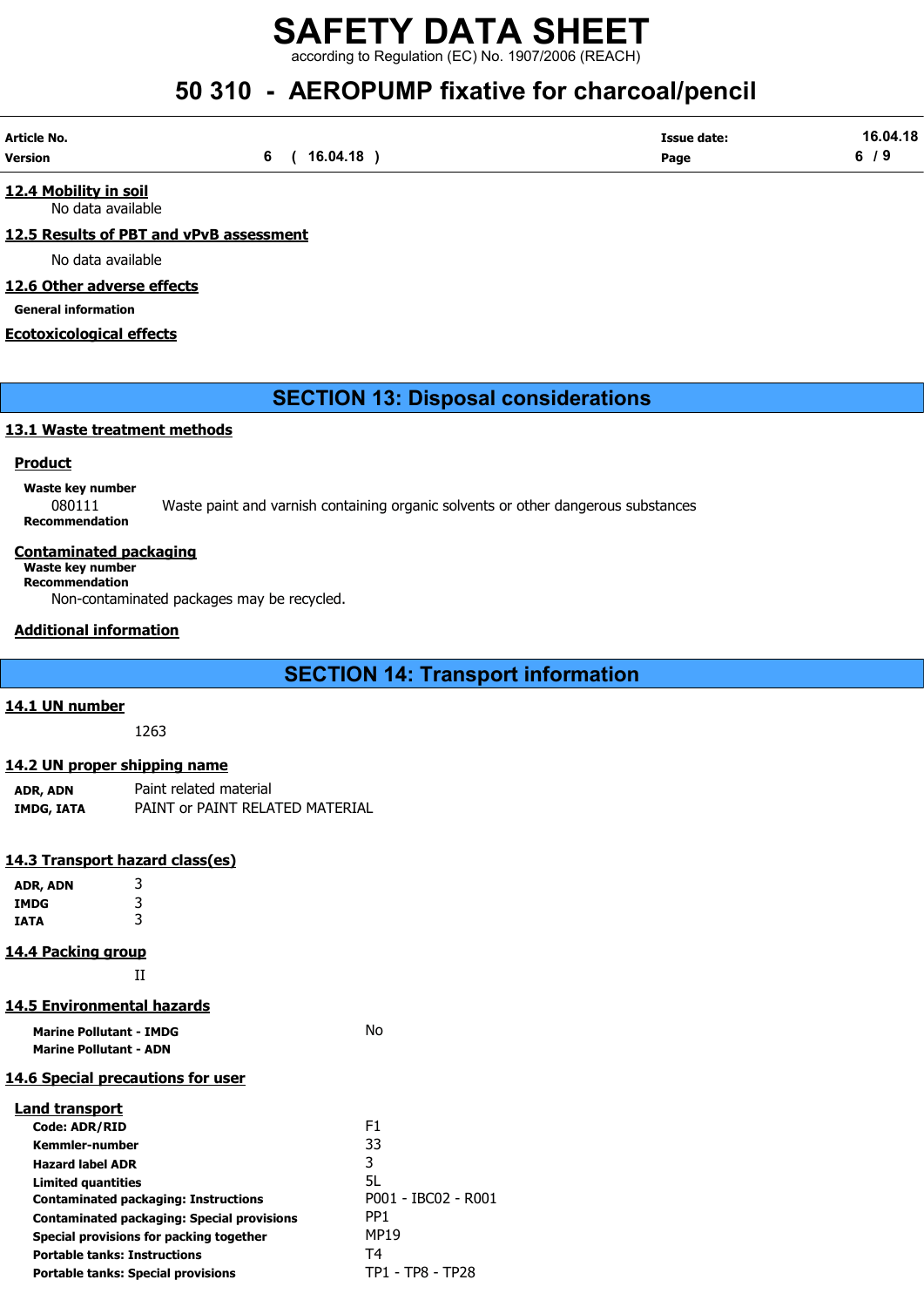#### 12.4 Mobility in soil

No data available

#### 12.5 Results of PBT and vPvB assessment

No data available

#### 12.6 Other adverse effects

**General information**

#### Ecotoxicological effects

## SECTION 13: Disposal considerations

#### 13.1 Waste treatment methods

**Product**

**Waste key number**

080111 Waste paint and varnish containing organic solvents or other dangerous substances

**Recommendation**

**Contaminated packaging**

**Waste key number**

**Recommendation**

Non-contaminated packages may be recycled.

**Additional information**

## SECTION 14: Transport information

#### 14.1 UN number

1263

#### 14.2 UN proper shipping name

| | |
|---|---|
| **ADR, ADN** | Paint related material |
| **IMDG, IATA** | PAINT or PAINT RELATED MATERIAL |

#### 14.3 Transport hazard class(es)

| | |
|---|---|
| **ADR, ADN** | 3 |
| **IMDG** | 3 |
| **IATA** | 3 |

#### 14.4 Packing group

II

#### 14.5 Environmental hazards

| | |
|---|---|
| **Marine Pollutant - IMDG** | No |
| **Marine Pollutant - ADN** | |

#### 14.6 Special precautions for user

**Land transport**

| | |
|---|---|
| **Code: ADR/RID** | F1 |
| **Kemmler-number** | 33 |
| **Hazard label ADR** | 3 |
| **Limited quantities** | 5L |
| **Contaminated packaging: Instructions** | P001 - IBC02 - R001 |
| **Contaminated packaging: Special provisions** | PP1 |
| **Special provisions for packing together** | MP19 |
| **Portable tanks: Instructions** | T4 |
| **Portable tanks: Special provisions** | TP1 - TP8 - TP28 |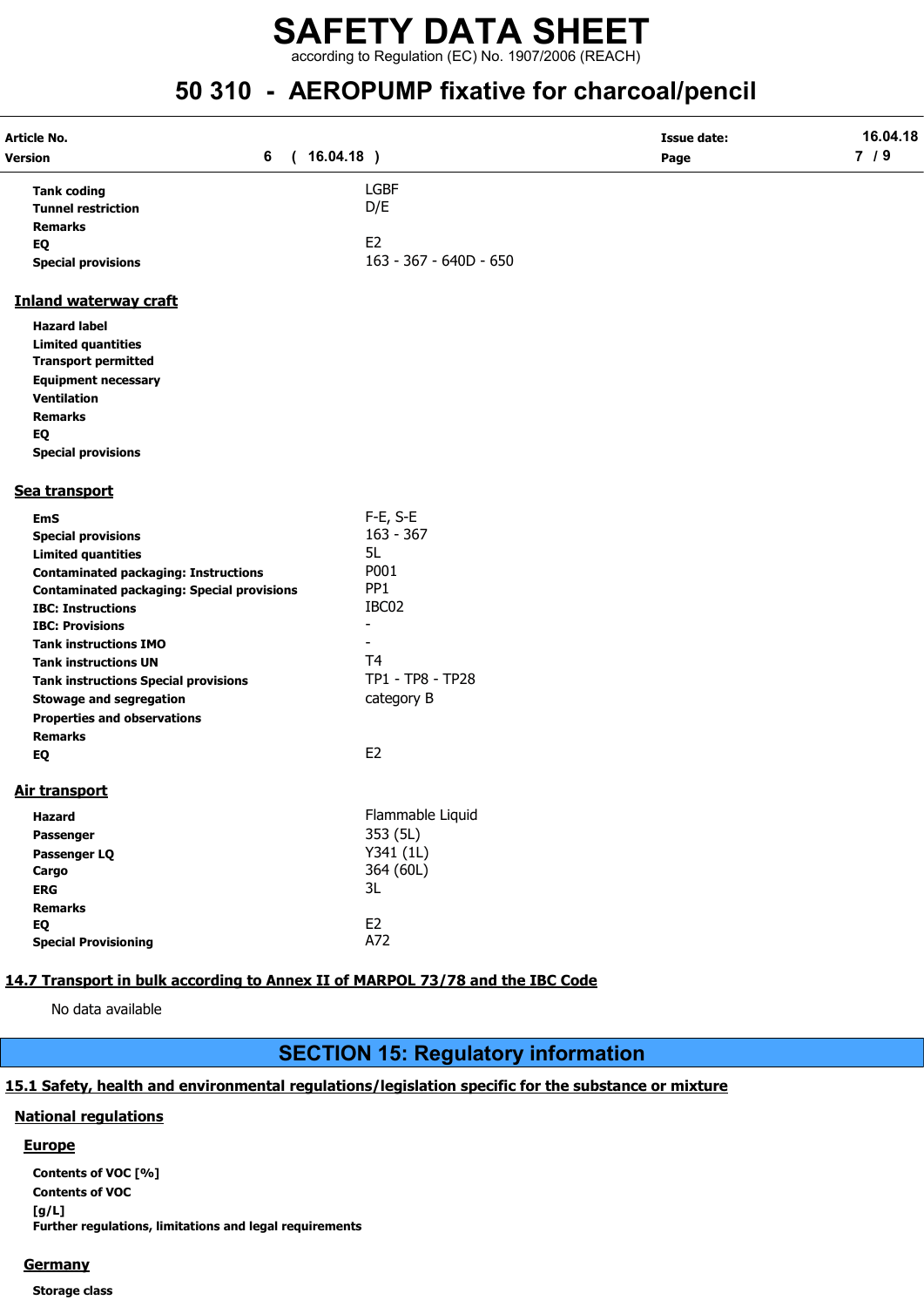| | |
|---|---|
| **Tank coding** | LGBF |
| **Tunnel restriction** | D/E |
| **Remarks** | |
| **EQ** | E2 |
| **Special provisions** | 163 - 367 - 640D - 650 |

### Inland waterway craft

| | |
|---|---|
| **Hazard label** | |
| **Limited quantities** | |
| **Transport permitted** | |
| **Equipment necessary** | |
| **Ventilation** | |
| **Remarks** | |
| **EQ** | |
| **Special provisions** | |

### Sea transport

| | |
|---|---|
| **EmS** | F-E, S-E |
| **Special provisions** | 163 - 367 |
| **Limited quantities** | 5L |
| **Contaminated packaging: Instructions** | P001 |
| **Contaminated packaging: Special provisions** | PP1 |
| **IBC: Instructions** | IBC02 |
| **IBC: Provisions** | - |
| **Tank instructions IMO** | - |
| **Tank instructions UN** | T4 |
| **Tank instructions Special provisions** | TP1 - TP8 - TP28 |
| **Stowage and segregation** | category B |
| **Properties and observations** | |
| **Remarks** | |
| **EQ** | E2 |

### Air transport

| | |
|---|---|
| **Hazard** | Flammable Liquid |
| **Passenger** | 353 (5L) |
| **Passenger LQ** | Y341 (1L) |
| **Cargo** | 364 (60L) |
| **ERG** | 3L |
| **Remarks** | |
| **EQ** | E2 |
| **Special Provisioning** | A72 |

### 14.7 Transport in bulk according to Annex II of MARPOL 73/78 and the IBC Code

No data available

## SECTION 15: Regulatory information

### 15.1 Safety, health and environmental regulations/legislation specific for the substance or mixture

#### National regulations

##### Europe

**Contents of VOC [%]**

**Contents of VOC [g/L]**

**Further regulations, limitations and legal requirements**

##### Germany

**Storage class**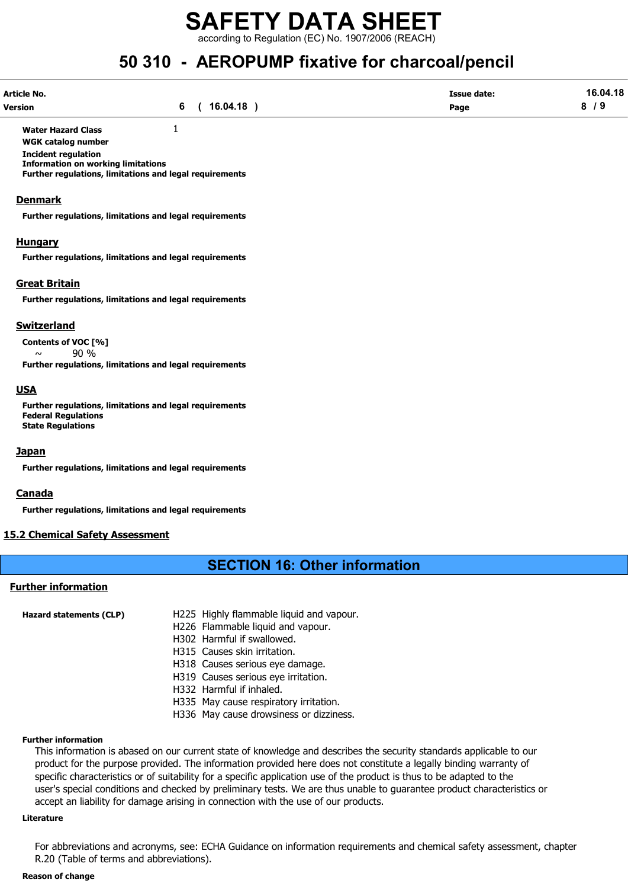**Water Hazard Class** 1

**WGK catalog number**

**Incident regulation**

**Information on working limitations**

**Further regulations, limitations and legal requirements**

## Denmark

**Further regulations, limitations and legal requirements**

## Hungary

**Further regulations, limitations and legal requirements**

## Great Britain

**Further regulations, limitations and legal requirements**

## Switzerland

**Contents of VOC [%]**

~ 90 %

**Further regulations, limitations and legal requirements**

## USA

**Further regulations, limitations and legal requirements**

**Federal Regulations**

**State Regulations**

## Japan

**Further regulations, limitations and legal requirements**

## Canada

**Further regulations, limitations and legal requirements**

## 15.2 Chemical Safety Assessment

# SECTION 16: Other information

## Further information

**Hazard statements (CLP)**

H225 Highly flammable liquid and vapour.
H226 Flammable liquid and vapour.
H302 Harmful if swallowed.
H315 Causes skin irritation.
H318 Causes serious eye damage.
H319 Causes serious eye irritation.
H332 Harmful if inhaled.
H335 May cause respiratory irritation.
H336 May cause drowsiness or dizziness.

**Further information**

This information is abased on our current state of knowledge and describes the security standards applicable to our product for the purpose provided. The information provided here does not constitute a legally binding warranty of specific characteristics or of suitability for a specific application use of the product is thus to be adapted to the user's special conditions and checked by preliminary tests. We are thus unable to guarantee product characteristics or accept an liability for damage arising in connection with the use of our products.

**Literature**

For abbreviations and acronyms, see: ECHA Guidance on information requirements and chemical safety assessment, chapter R.20 (Table of terms and abbreviations).

**Reason of change**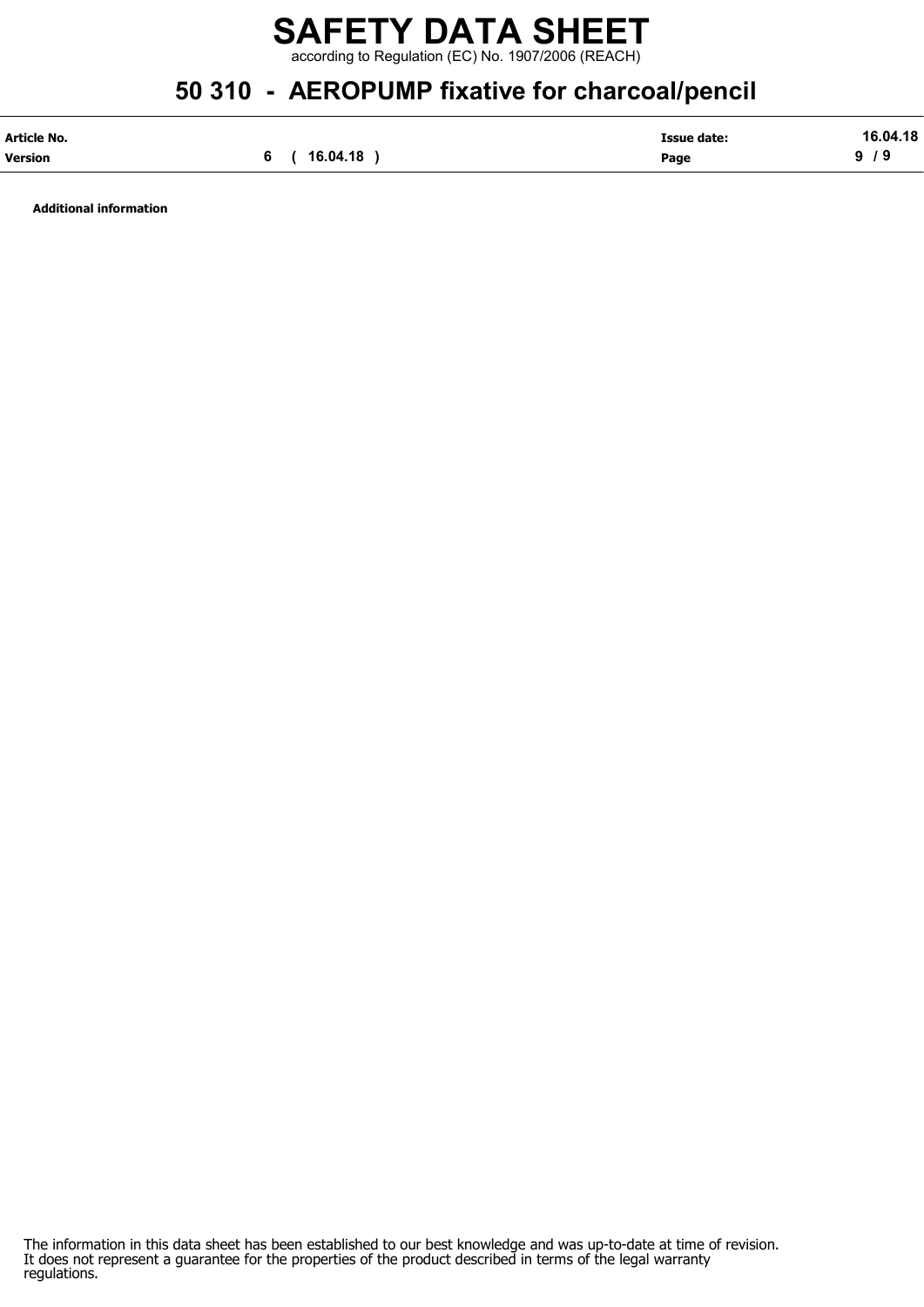**Additional information**

The information in this data sheet has been established to our best knowledge and was up-to-date at time of revision. It does not represent a guarantee for the properties of the product described in terms of the legal warranty regulations.